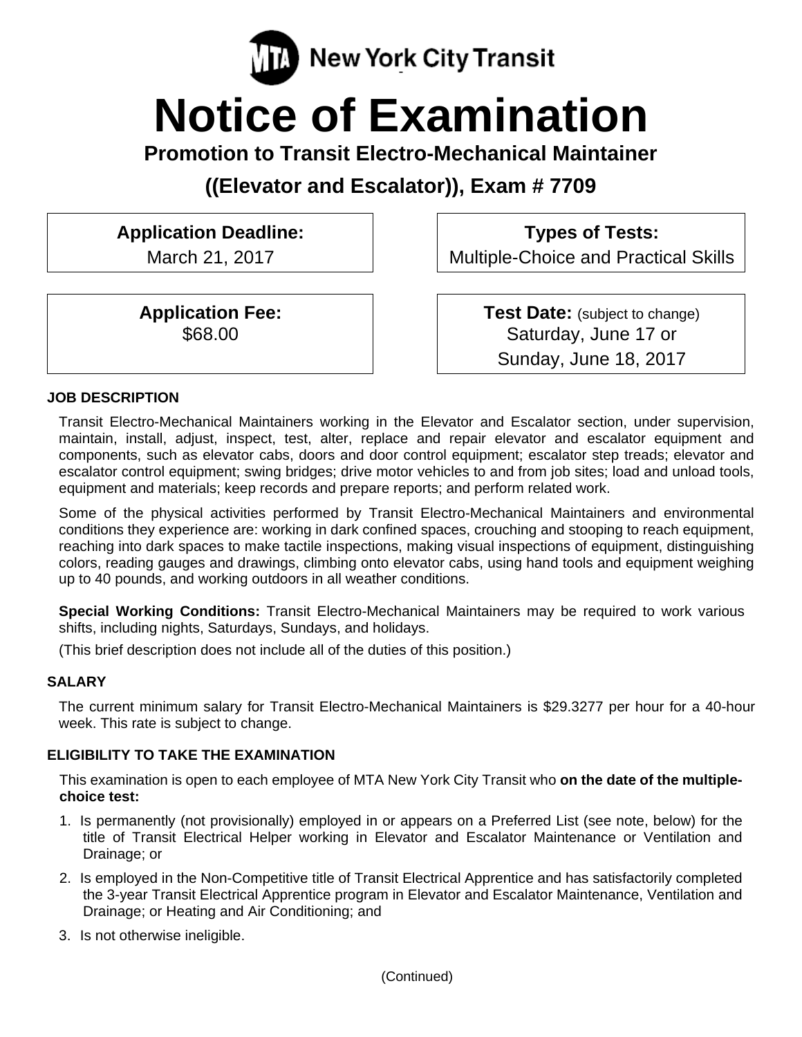MTA New York City Transit

# Notice of Examination

## Promotion to Transit Electro-Mechanical Maintainer

## ((Elevator and Escalator)), Exam # 7709

**Application Deadline:**
March 21, 2017

**Types of Tests:**
Multiple-Choice and Practical Skills

**Application Fee:**
$68.00

**Test Date:** (subject to change)
Saturday, June 17 or
Sunday, June 18, 2017

### JOB DESCRIPTION

Transit Electro-Mechanical Maintainers working in the Elevator and Escalator section, under supervision, maintain, install, adjust, inspect, test, alter, replace and repair elevator and escalator equipment and components, such as elevator cabs, doors and door control equipment; escalator step treads; elevator and escalator control equipment; swing bridges; drive motor vehicles to and from job sites; load and unload tools, equipment and materials; keep records and prepare reports; and perform related work.

Some of the physical activities performed by Transit Electro-Mechanical Maintainers and environmental conditions they experience are: working in dark confined spaces, crouching and stooping to reach equipment, reaching into dark spaces to make tactile inspections, making visual inspections of equipment, distinguishing colors, reading gauges and drawings, climbing onto elevator cabs, using hand tools and equipment weighing up to 40 pounds, and working outdoors in all weather conditions.

**Special Working Conditions:** Transit Electro-Mechanical Maintainers may be required to work various shifts, including nights, Saturdays, Sundays, and holidays.

(This brief description does not include all of the duties of this position.)

### SALARY

The current minimum salary for Transit Electro-Mechanical Maintainers is $29.3277 per hour for a 40-hour week. This rate is subject to change.

### ELIGIBILITY TO TAKE THE EXAMINATION

This examination is open to each employee of MTA New York City Transit who **on the date of the multiple-choice test:**

1. Is permanently (not provisionally) employed in or appears on a Preferred List (see note, below) for the title of Transit Electrical Helper working in Elevator and Escalator Maintenance or Ventilation and Drainage; or
2. Is employed in the Non-Competitive title of Transit Electrical Apprentice and has satisfactorily completed the 3-year Transit Electrical Apprentice program in Elevator and Escalator Maintenance, Ventilation and Drainage; or Heating and Air Conditioning; and
3. Is not otherwise ineligible.

(Continued)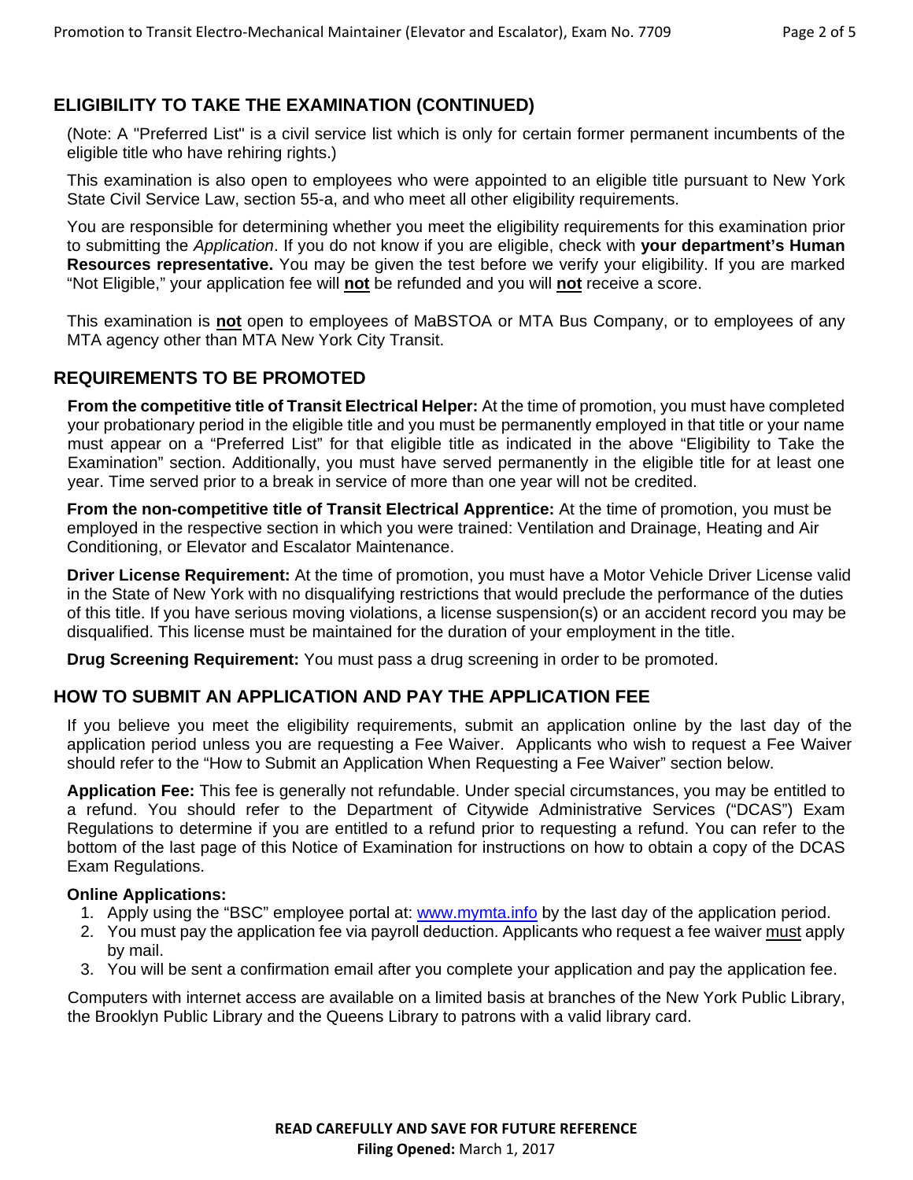## ELIGIBILITY TO TAKE THE EXAMINATION (CONTINUED)

(Note: A "Preferred List" is a civil service list which is only for certain former permanent incumbents of the eligible title who have rehiring rights.)

This examination is also open to employees who were appointed to an eligible title pursuant to New York State Civil Service Law, section 55-a, and who meet all other eligibility requirements.

You are responsible for determining whether you meet the eligibility requirements for this examination prior to submitting the *Application*. If you do not know if you are eligible, check with **your department's Human Resources representative.** You may be given the test before we verify your eligibility. If you are marked "Not Eligible," your application fee will **not** be refunded and you will **not** receive a score.

This examination is **not** open to employees of MaBSTOA or MTA Bus Company, or to employees of any MTA agency other than MTA New York City Transit.

## REQUIREMENTS TO BE PROMOTED

**From the competitive title of Transit Electrical Helper:** At the time of promotion, you must have completed your probationary period in the eligible title and you must be permanently employed in that title or your name must appear on a "Preferred List" for that eligible title as indicated in the above "Eligibility to Take the Examination" section. Additionally, you must have served permanently in the eligible title for at least one year. Time served prior to a break in service of more than one year will not be credited.

**From the non-competitive title of Transit Electrical Apprentice:** At the time of promotion, you must be employed in the respective section in which you were trained: Ventilation and Drainage, Heating and Air Conditioning, or Elevator and Escalator Maintenance.

**Driver License Requirement:** At the time of promotion, you must have a Motor Vehicle Driver License valid in the State of New York with no disqualifying restrictions that would preclude the performance of the duties of this title. If you have serious moving violations, a license suspension(s) or an accident record you may be disqualified. This license must be maintained for the duration of your employment in the title.

**Drug Screening Requirement:** You must pass a drug screening in order to be promoted.

## HOW TO SUBMIT AN APPLICATION AND PAY THE APPLICATION FEE

If you believe you meet the eligibility requirements, submit an application online by the last day of the application period unless you are requesting a Fee Waiver. Applicants who wish to request a Fee Waiver should refer to the "How to Submit an Application When Requesting a Fee Waiver" section below.

**Application Fee:** This fee is generally not refundable. Under special circumstances, you may be entitled to a refund. You should refer to the Department of Citywide Administrative Services ("DCAS") Exam Regulations to determine if you are entitled to a refund prior to requesting a refund. You can refer to the bottom of the last page of this Notice of Examination for instructions on how to obtain a copy of the DCAS Exam Regulations.

**Online Applications:**

1. Apply using the "BSC" employee portal at: www.mymta.info by the last day of the application period.
2. You must pay the application fee via payroll deduction. Applicants who request a fee waiver must apply by mail.
3. You will be sent a confirmation email after you complete your application and pay the application fee.

Computers with internet access are available on a limited basis at branches of the New York Public Library, the Brooklyn Public Library and the Queens Library to patrons with a valid library card.

**READ CAREFULLY AND SAVE FOR FUTURE REFERENCE**
**Filing Opened:** March 1, 2017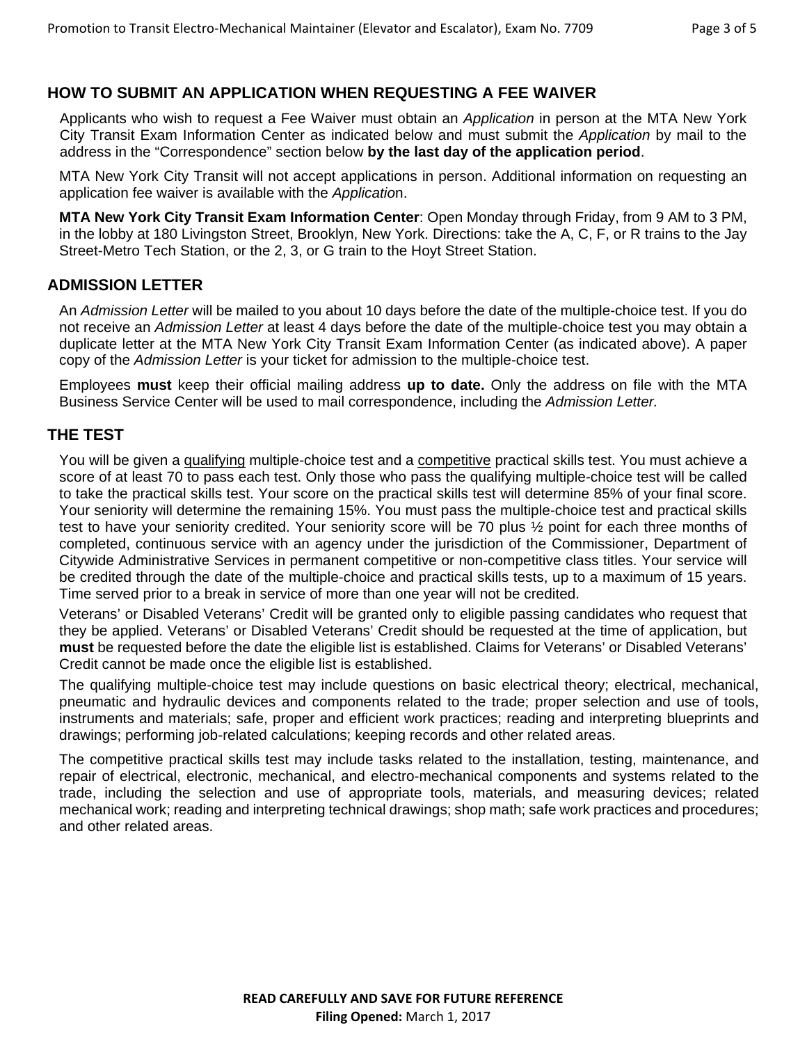## HOW TO SUBMIT AN APPLICATION WHEN REQUESTING A FEE WAIVER

Applicants who wish to request a Fee Waiver must obtain an *Application* in person at the MTA New York City Transit Exam Information Center as indicated below and must submit the *Application* by mail to the address in the "Correspondence" section below **by the last day of the application period**.

MTA New York City Transit will not accept applications in person. Additional information on requesting an application fee waiver is available with the *Application*.

**MTA New York City Transit Exam Information Center**: Open Monday through Friday, from 9 AM to 3 PM, in the lobby at 180 Livingston Street, Brooklyn, New York. Directions: take the A, C, F, or R trains to the Jay Street-Metro Tech Station, or the 2, 3, or G train to the Hoyt Street Station.

## ADMISSION LETTER

An *Admission Letter* will be mailed to you about 10 days before the date of the multiple-choice test. If you do not receive an *Admission Letter* at least 4 days before the date of the multiple-choice test you may obtain a duplicate letter at the MTA New York City Transit Exam Information Center (as indicated above). A paper copy of the *Admission Letter* is your ticket for admission to the multiple-choice test.

Employees **must** keep their official mailing address **up to date.** Only the address on file with the MTA Business Service Center will be used to mail correspondence, including the *Admission Letter.*

## THE TEST

You will be given a qualifying multiple-choice test and a competitive practical skills test. You must achieve a score of at least 70 to pass each test. Only those who pass the qualifying multiple-choice test will be called to take the practical skills test. Your score on the practical skills test will determine 85% of your final score. Your seniority will determine the remaining 15%. You must pass the multiple-choice test and practical skills test to have your seniority credited. Your seniority score will be 70 plus ½ point for each three months of completed, continuous service with an agency under the jurisdiction of the Commissioner, Department of Citywide Administrative Services in permanent competitive or non-competitive class titles. Your service will be credited through the date of the multiple-choice and practical skills tests, up to a maximum of 15 years. Time served prior to a break in service of more than one year will not be credited.

Veterans' or Disabled Veterans' Credit will be granted only to eligible passing candidates who request that they be applied. Veterans' or Disabled Veterans' Credit should be requested at the time of application, but **must** be requested before the date the eligible list is established. Claims for Veterans' or Disabled Veterans' Credit cannot be made once the eligible list is established.

The qualifying multiple-choice test may include questions on basic electrical theory; electrical, mechanical, pneumatic and hydraulic devices and components related to the trade; proper selection and use of tools, instruments and materials; safe, proper and efficient work practices; reading and interpreting blueprints and drawings; performing job-related calculations; keeping records and other related areas.

The competitive practical skills test may include tasks related to the installation, testing, maintenance, and repair of electrical, electronic, mechanical, and electro-mechanical components and systems related to the trade, including the selection and use of appropriate tools, materials, and measuring devices; related mechanical work; reading and interpreting technical drawings; shop math; safe work practices and procedures; and other related areas.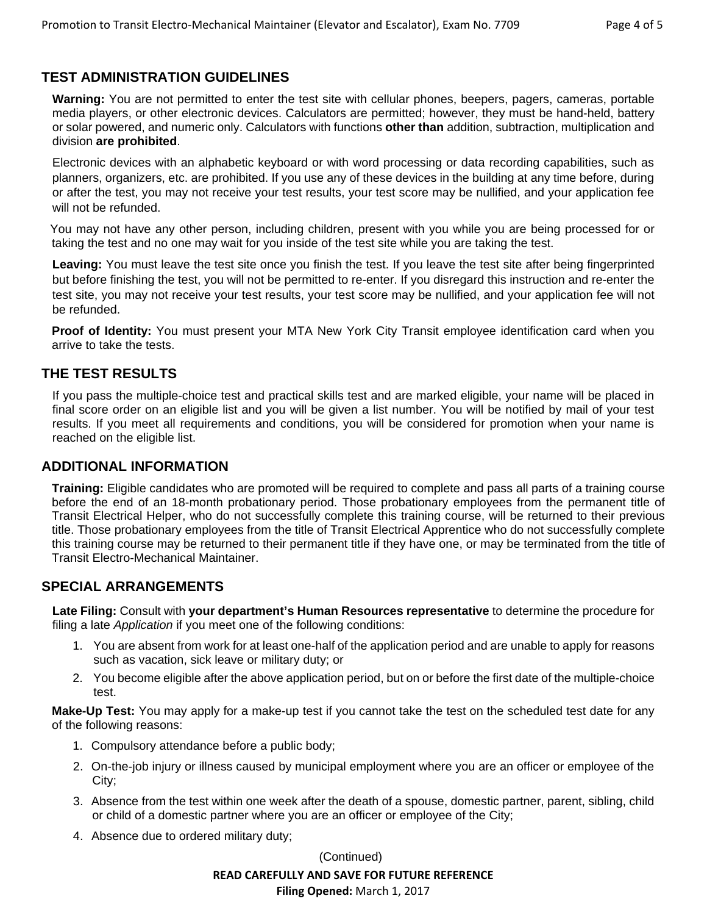## TEST ADMINISTRATION GUIDELINES

**Warning:** You are not permitted to enter the test site with cellular phones, beepers, pagers, cameras, portable media players, or other electronic devices. Calculators are permitted; however, they must be hand-held, battery or solar powered, and numeric only. Calculators with functions **other than** addition, subtraction, multiplication and division **are prohibited**.

Electronic devices with an alphabetic keyboard or with word processing or data recording capabilities, such as planners, organizers, etc. are prohibited. If you use any of these devices in the building at any time before, during or after the test, you may not receive your test results, your test score may be nullified, and your application fee will not be refunded.

You may not have any other person, including children, present with you while you are being processed for or taking the test and no one may wait for you inside of the test site while you are taking the test.

**Leaving:** You must leave the test site once you finish the test. If you leave the test site after being fingerprinted but before finishing the test, you will not be permitted to re-enter. If you disregard this instruction and re-enter the test site, you may not receive your test results, your test score may be nullified, and your application fee will not be refunded.

**Proof of Identity:** You must present your MTA New York City Transit employee identification card when you arrive to take the tests.

## THE TEST RESULTS

If you pass the multiple-choice test and practical skills test and are marked eligible, your name will be placed in final score order on an eligible list and you will be given a list number. You will be notified by mail of your test results. If you meet all requirements and conditions, you will be considered for promotion when your name is reached on the eligible list.

## ADDITIONAL INFORMATION

**Training:** Eligible candidates who are promoted will be required to complete and pass all parts of a training course before the end of an 18-month probationary period. Those probationary employees from the permanent title of Transit Electrical Helper, who do not successfully complete this training course, will be returned to their previous title. Those probationary employees from the title of Transit Electrical Apprentice who do not successfully complete this training course may be returned to their permanent title if they have one, or may be terminated from the title of Transit Electro-Mechanical Maintainer.

## SPECIAL ARRANGEMENTS

**Late Filing:** Consult with **your department's Human Resources representative** to determine the procedure for filing a late *Application* if you meet one of the following conditions:

1. You are absent from work for at least one-half of the application period and are unable to apply for reasons such as vacation, sick leave or military duty; or
2. You become eligible after the above application period, but on or before the first date of the multiple-choice test.

**Make-Up Test:** You may apply for a make-up test if you cannot take the test on the scheduled test date for any of the following reasons:

1. Compulsory attendance before a public body;
2. On-the-job injury or illness caused by municipal employment where you are an officer or employee of the City;
3. Absence from the test within one week after the death of a spouse, domestic partner, parent, sibling, child or child of a domestic partner where you are an officer or employee of the City;
4. Absence due to ordered military duty;

(Continued)

**READ CAREFULLY AND SAVE FOR FUTURE REFERENCE**

**Filing Opened:** March 1, 2017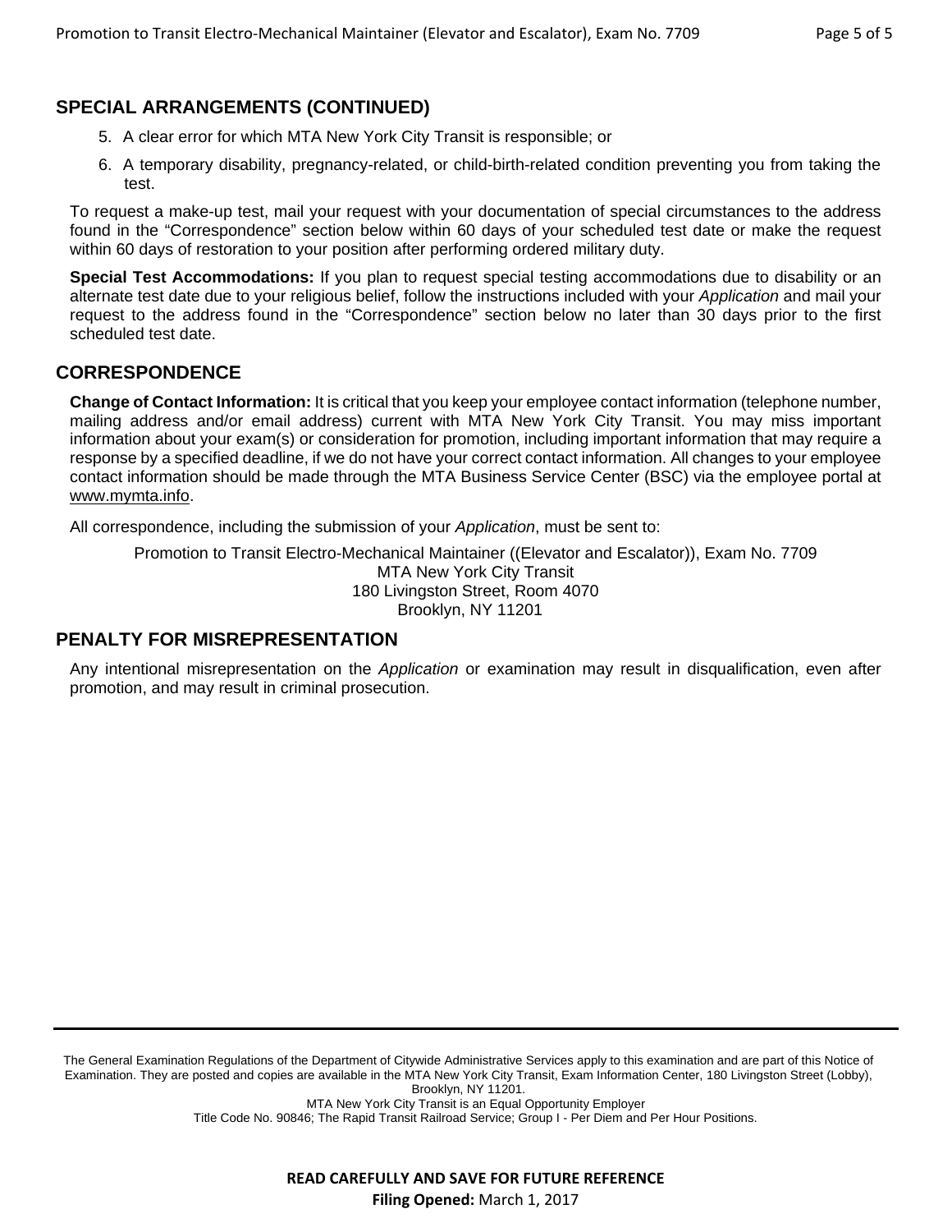## SPECIAL ARRANGEMENTS (CONTINUED)

5. A clear error for which MTA New York City Transit is responsible; or
6. A temporary disability, pregnancy-related, or child-birth-related condition preventing you from taking the test.

To request a make-up test, mail your request with your documentation of special circumstances to the address found in the "Correspondence" section below within 60 days of your scheduled test date or make the request within 60 days of restoration to your position after performing ordered military duty.

**Special Test Accommodations:** If you plan to request special testing accommodations due to disability or an alternate test date due to your religious belief, follow the instructions included with your *Application* and mail your request to the address found in the "Correspondence" section below no later than 30 days prior to the first scheduled test date.

## CORRESPONDENCE

**Change of Contact Information:** It is critical that you keep your employee contact information (telephone number, mailing address and/or email address) current with MTA New York City Transit. You may miss important information about your exam(s) or consideration for promotion, including important information that may require a response by a specified deadline, if we do not have your correct contact information. All changes to your employee contact information should be made through the MTA Business Service Center (BSC) via the employee portal at www.mymta.info.

All correspondence, including the submission of your *Application*, must be sent to:

Promotion to Transit Electro-Mechanical Maintainer ((Elevator and Escalator)), Exam No. 7709
MTA New York City Transit
180 Livingston Street, Room 4070
Brooklyn, NY 11201

## PENALTY FOR MISREPRESENTATION

Any intentional misrepresentation on the *Application* or examination may result in disqualification, even after promotion, and may result in criminal prosecution.

---

The General Examination Regulations of the Department of Citywide Administrative Services apply to this examination and are part of this Notice of Examination. They are posted and copies are available in the MTA New York City Transit, Exam Information Center, 180 Livingston Street (Lobby), Brooklyn, NY 11201.
MTA New York City Transit is an Equal Opportunity Employer
Title Code No. 90846; The Rapid Transit Railroad Service; Group I - Per Diem and Per Hour Positions.

**READ CAREFULLY AND SAVE FOR FUTURE REFERENCE**
**Filing Opened:** March 1, 2017